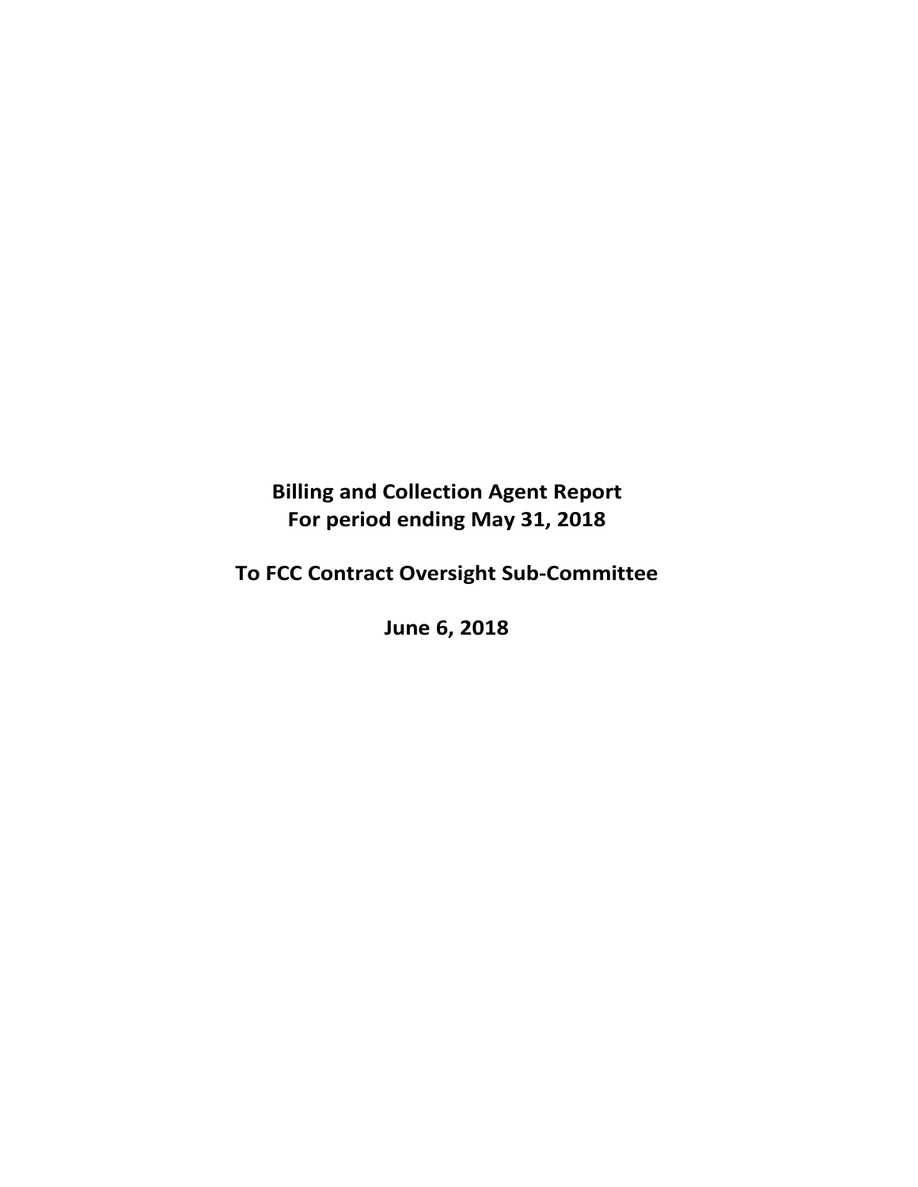# Billing and Collection Agent Report
# For period ending May 31, 2018

## To FCC Contract Oversight Sub-Committee

## June 6, 2018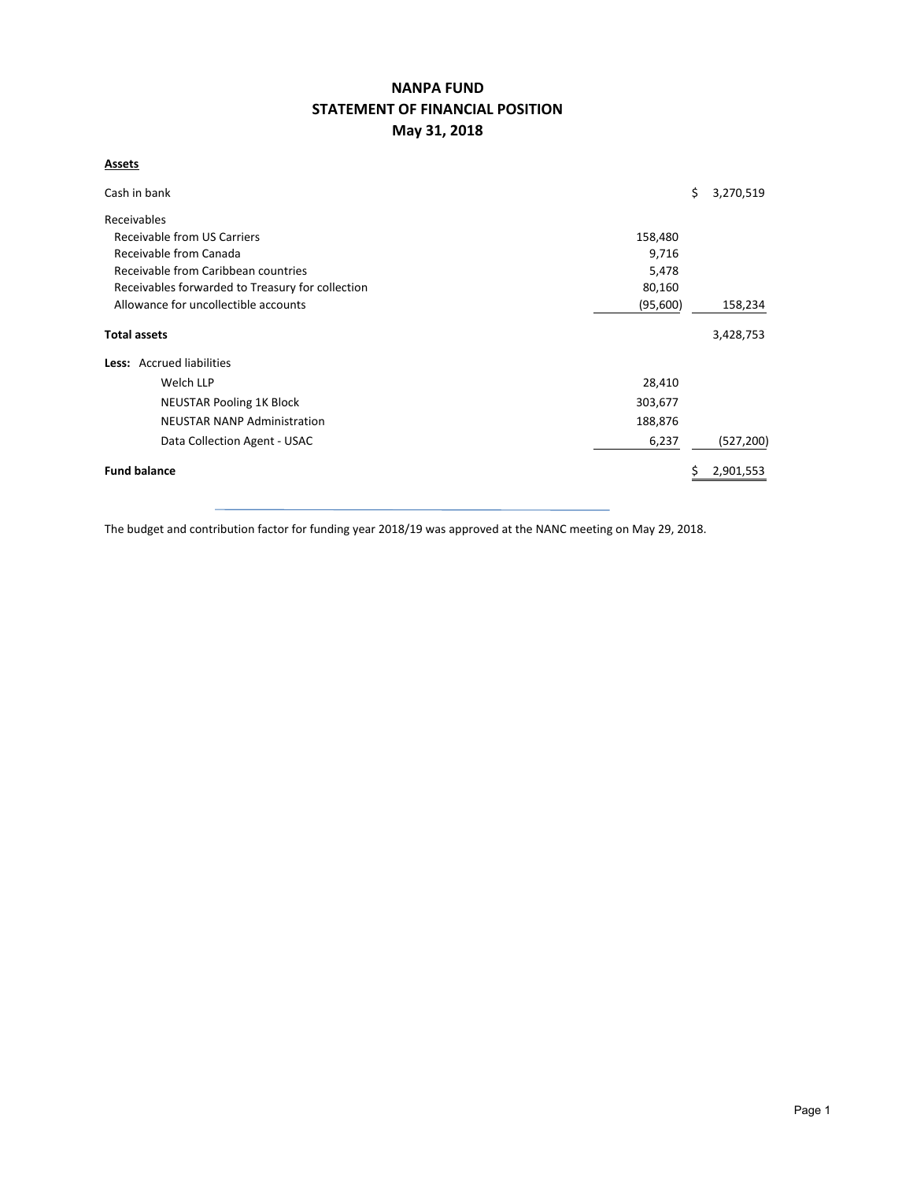# NANPA FUND
## STATEMENT OF FINANCIAL POSITION
### May 31, 2018

**Assets**

| | | |
|---|---|---|
| Cash in bank | | $ 3,270,519 |
| Receivables | | |
| Receivable from US Carriers | 158,480 | |
| Receivable from Canada | 9,716 | |
| Receivable from Caribbean countries | 5,478 | |
| Receivables forwarded to Treasury for collection | 80,160 | |
| Allowance for uncollectible accounts | (95,600) | 158,234 |
| **Total assets** | | 3,428,753 |
| **Less:** Accrued liabilities | | |
| Welch LLP | 28,410 | |
| NEUSTAR Pooling 1K Block | 303,677 | |
| NEUSTAR NANP Administration | 188,876 | |
| Data Collection Agent - USAC | 6,237 | (527,200) |
| **Fund balance** | | $ 2,901,553 |

The budget and contribution factor for funding year 2018/19 was approved at the NANC meeting on May 29, 2018.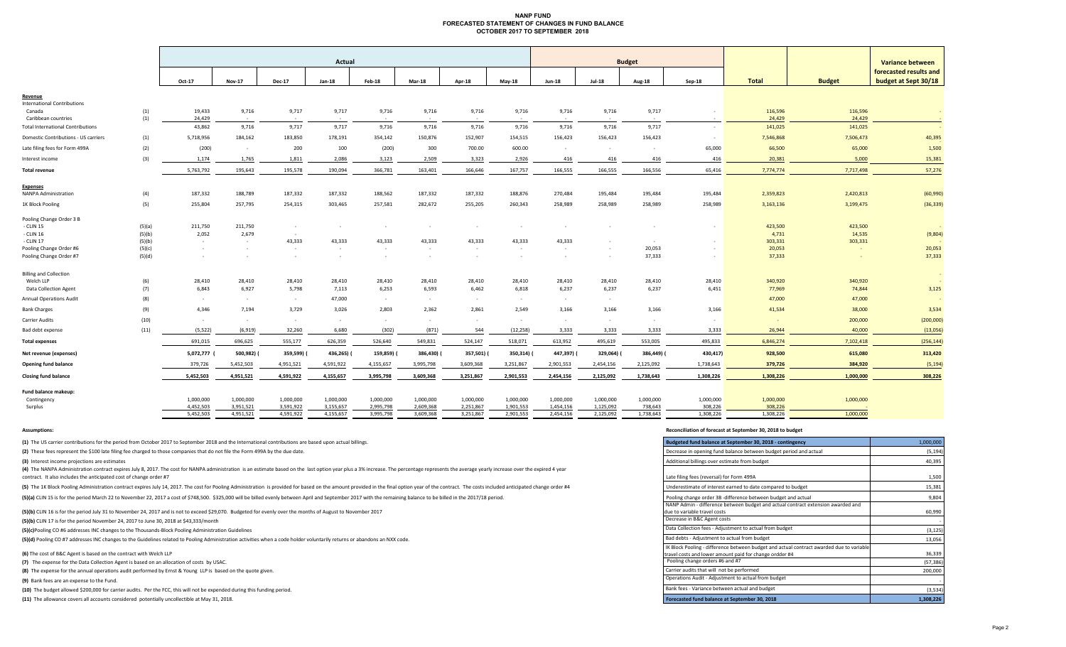# NANP FUND
## FORECASTED STATEMENT OF CHANGES IN FUND BALANCE
## OCTOBER 2017 TO SEPTEMBER 2018

| | | Actual | | | | | | | | Budget | | | | | | Variance between forecasted results and budget at Sept 30/18 |
|---|---|---|---|---|---|---|---|---|---|---|---|---|---|---|---|---|
| | | Oct-17 | Nov-17 | Dec-17 | Jan-18 | Feb-18 | Mar-18 | Apr-18 | May-18 | Jun-18 | Jul-18 | Aug-18 | Sep-18 | Total | Budget | |
| **Revenue** | | | | | | | | | | | | | | | | |
| International Contributions | | | | | | | | | | | | | | | | |
| Canada | (1) | 19,433 | 9,716 | 9,717 | 9,717 | 9,716 | 9,716 | 9,716 | 9,716 | 9,716 | 9,716 | 9,717 | - | 116,596 | 116,596 | - |
| Caribbean countries | (1) | 24,429 | - | - | - | - | - | - | - | - | - | - | - | 24,429 | 24,429 | - |
| Total International Contributions | | 43,862 | 9,716 | 9,717 | 9,717 | 9,716 | 9,716 | 9,716 | 9,716 | 9,716 | 9,716 | 9,717 | - | 141,025 | 141,025 | - |
| Domestic Contributions - US carriers | (1) | 5,718,956 | 184,162 | 183,850 | 178,191 | 354,142 | 150,876 | 152,907 | 154,515 | 156,423 | 156,423 | 156,423 | - | 7,546,868 | 7,506,473 | 40,395 |
| Late filing fees for Form 499A | (2) | (200) | - | 200 | 100 | (200) | 300 | 700.00 | 600.00 | - | - | - | 65,000 | 66,500 | 65,000 | 1,500 |
| Interest income | (3) | 1,174 | 1,765 | 1,811 | 2,086 | 3,123 | 2,509 | 3,323 | 2,926 | 416 | 416 | 416 | 416 | 20,381 | 5,000 | 15,381 |
| **Total revenue** | | 5,763,792 | 195,643 | 195,578 | 190,094 | 366,781 | 163,401 | 166,646 | 167,757 | 166,555 | 166,555 | 166,556 | 65,416 | 7,774,774 | 7,717,498 | 57,276 |
| **Expenses** | | | | | | | | | | | | | | | | |
| NANPA Administration | (4) | 187,332 | 188,789 | 187,332 | 187,332 | 188,562 | 187,332 | 187,332 | 188,876 | 270,484 | 195,484 | 195,484 | 195,484 | 2,359,823 | 2,420,813 | (60,990) |
| 1K Block Pooling | (5) | 255,804 | 257,795 | 254,315 | 303,465 | 257,581 | 282,672 | 255,205 | 260,343 | 258,989 | 258,989 | 258,989 | 258,989 | 3,163,136 | 3,199,475 | (36,339) |
| Pooling Change Order 3 B | | | | | | | | | | | | | | | | |
| - CLIN 15 | (5)(a) | 211,750 | 211,750 | - | - | - | - | - | - | - | - | - | - | 423,500 | 423,500 | - |
| - CLIN 16 | (5)(b) | 2,052 | 2,679 | - | | | | | | | | | | 4,731 | 14,535 | (9,804) |
| - CLIN 17 | (5)(b) | - | - | 43,333 | 43,333 | 43,333 | 43,333 | 43,333 | 43,333 | 43,333 | - | - | - | 303,331 | 303,331 | - |
| Pooling Change Order #6 | (5)(c) | - | - | - | - | - | - | - | - | - | - | 20,053 | - | 20,053 | - | 20,053 |
| Pooling Change Order #7 | (5)(d) | - | - | - | - | - | - | - | - | - | - | 37,333 | - | 37,333 | - | 37,333 |
| Billing and Collection | | | | | | | | | | | | | | | | - |
| Welch LLP | (6) | 28,410 | 28,410 | 28,410 | 28,410 | 28,410 | 28,410 | 28,410 | 28,410 | 28,410 | 28,410 | 28,410 | 28,410 | 340,920 | 340,920 | - |
| Data Collection Agent | (7) | 6,843 | 6,927 | 5,798 | 7,113 | 6,253 | 6,593 | 6,462 | 6,818 | 6,237 | 6,237 | 6,237 | 6,451 | 77,969 | 74,844 | 3,125 |
| Annual Operations Audit | (8) | - | - | - | 47,000 | - | - | - | - | - | - | - | - | 47,000 | 47,000 | - |
| Bank Charges | (9) | 4,346 | 7,194 | 3,729 | 3,026 | 2,803 | 2,362 | 2,861 | 2,549 | 3,166 | 3,166 | 3,166 | 3,166 | 41,534 | 38,000 | 3,534 |
| Carrier Audits | (10) | - | - | - | - | - | - | - | - | - | - | - | - | - | 200,000 | (200,000) |
| Bad debt expense | (11) | (5,522) | (6,919) | 32,260 | 6,680 | (302) | (871) | 544 | (12,258) | 3,333 | 3,333 | 3,333 | 3,333 | 26,944 | 40,000 | (13,056) |
| **Total expenses** | | 691,015 | 696,625 | 555,177 | 626,359 | 526,640 | 549,831 | 524,147 | 518,071 | 613,952 | 495,619 | 553,005 | 495,833 | 6,846,274 | 7,102,418 | (256,144) |
| **Net revenue (expenses)** | | 5,072,777 | (500,982) | (359,599) | (436,265) | (159,859) | (386,430) | (357,501) | (350,314) | (447,397) | (329,064) | (386,449) | (430,417) | 928,500 | 615,080 | 313,420 |
| **Opening fund balance** | | 379,726 | 5,452,503 | 4,951,521 | 4,591,922 | 4,155,657 | 3,995,798 | 3,609,368 | 3,251,867 | 2,901,553 | 2,454,156 | 2,125,092 | 1,738,643 | 379,726 | 384,920 | (5,194) |
| **Closing fund balance** | | 5,452,503 | 4,951,521 | 4,591,922 | 4,155,657 | 3,995,798 | 3,609,368 | 3,251,867 | 2,901,553 | 2,454,156 | 2,125,092 | 1,738,643 | 1,308,226 | 1,308,226 | 1,000,000 | 308,226 |
| **Fund balance makeup:** | | | | | | | | | | | | | | | | |
| Contingency | | 1,000,000 | 1,000,000 | 1,000,000 | 1,000,000 | 1,000,000 | 1,000,000 | 1,000,000 | 1,000,000 | 1,000,000 | 1,000,000 | 1,000,000 | 1,000,000 | 1,000,000 | 1,000,000 | |
| Surplus | | 4,452,503 | 3,951,521 | 3,591,922 | 3,155,657 | 2,995,798 | 2,609,368 | 2,251,867 | 1,901,553 | 1,454,156 | 1,125,092 | 738,643 | 308,226 | 308,226 | - | |
| | | 5,452,503 | 4,951,521 | 4,591,922 | 4,155,657 | 3,995,798 | 3,609,368 | 3,251,867 | 2,901,553 | 2,454,156 | 2,125,092 | 1,738,643 | 1,308,226 | 1,308,226 | 1,000,000 | |

**Assumptions:**

**(1)** The US carrier contributions for the period from October 2017 to September 2018 and the International contributions are based upon actual billings.

**(2)** These fees represent the $100 late filing fee charged to those companies that do not file the Form 499A by the due date.

**(3)** Interest income projections are estimates

**(4)** The NANPA Administration contract expires July 8, 2017. The cost for NANPA administration is an estimate based on the last option year plus a 3% increase. The percentage represents the average yearly increase over the expired 4 year contract. It also includes the anticipated cost of change order #7

**(5)** The 1K Block Pooling Administration contract expires July 14, 2017. The cost for Pooling Administration is provided for based on the amount provided in the final option year of the contract. The costs included anticipated change order #4

**(5)(a)** CLIN 15 is for the period March 22 to November 22, 2017 a cost of $748,500. $325,000 will be billed evenly between April and September 2017 with the remaining balance to be billed in the 2017/18 period.

**(5)(b)** CLIN 16 is for the period July 31 to November 24, 2017 and is not to exceed $29,070. Budgeted for evenly over the months of August to November 2017

**(5)(b)** CLIN 17 is for the period November 24, 2017 to June 30, 2018 at $43,333/month

**(5)(c)** Pooling CO #6 addresses INC changes to the Thousands-Block Pooling Administration Guidelines

**(5)(d)** Pooling CO #7 addresses INC changes to the Guidelines related to Pooling Administration activities when a code holder voluntarily returns or abandons an NXX code.

**(6)** The cost of B&C Agent is based on the contract with Welch LLP

**(7)** The expense for the Data Collection Agent is based on an allocation of costs by USAC.

**(8)** The expense for the annual operations audit performed by Ernst & Young LLP is based on the quote given.

**(9)** Bank fees are an expense to the Fund.

**(10)** The budget allowed $200,000 for carrier audits. Per the FCC, this will not be expended during this funding period.

**(11)** The allowance covers all accounts considered potentially uncollectible at May 31, 2018.

**Reconciliation of forecast at September 30, 2018 to budget**

| Item | Amount |
|---|---|
| **Budgeted fund balance at September 30, 2018 - contingency** | 1,000,000 |
| Decrease in opening fund balance between budget period and actual | (5,194) |
| Additional billings over estimate from budget | 40,395 |
| Late filing fees (reversal) for Form 499A | 1,500 |
| Underestimate of interest earned to date compared to budget | 15,381 |
| Pooling change order 3B -difference between budget and actual | 9,804 |
| NANP Admin - difference between budget and actual contract extension awarded and due to variable travel costs | 60,990 |
| Decrease in B&C Agent costs | - |
| Data Collection fees - Adjustment to actual from budget | (3,125) |
| Bad debts - Adjustment to actual from budget | 13,056 |
| IK Block Pooling - difference between budget and actual contract awarded due to variable travel costs and lower amount paid for change ordder #4 | 36,339 |
| Pooling change orders #6 and #7 | (57,386) |
| Carrier audits that will not be performed | 200,000 |
| Operations Audit - Adjustment to actual from budget | - |
| Bank fees - Variance between actual and budget | (3,534) |
| **Forecasted fund balance at September 30, 2018** | **1,308,226** |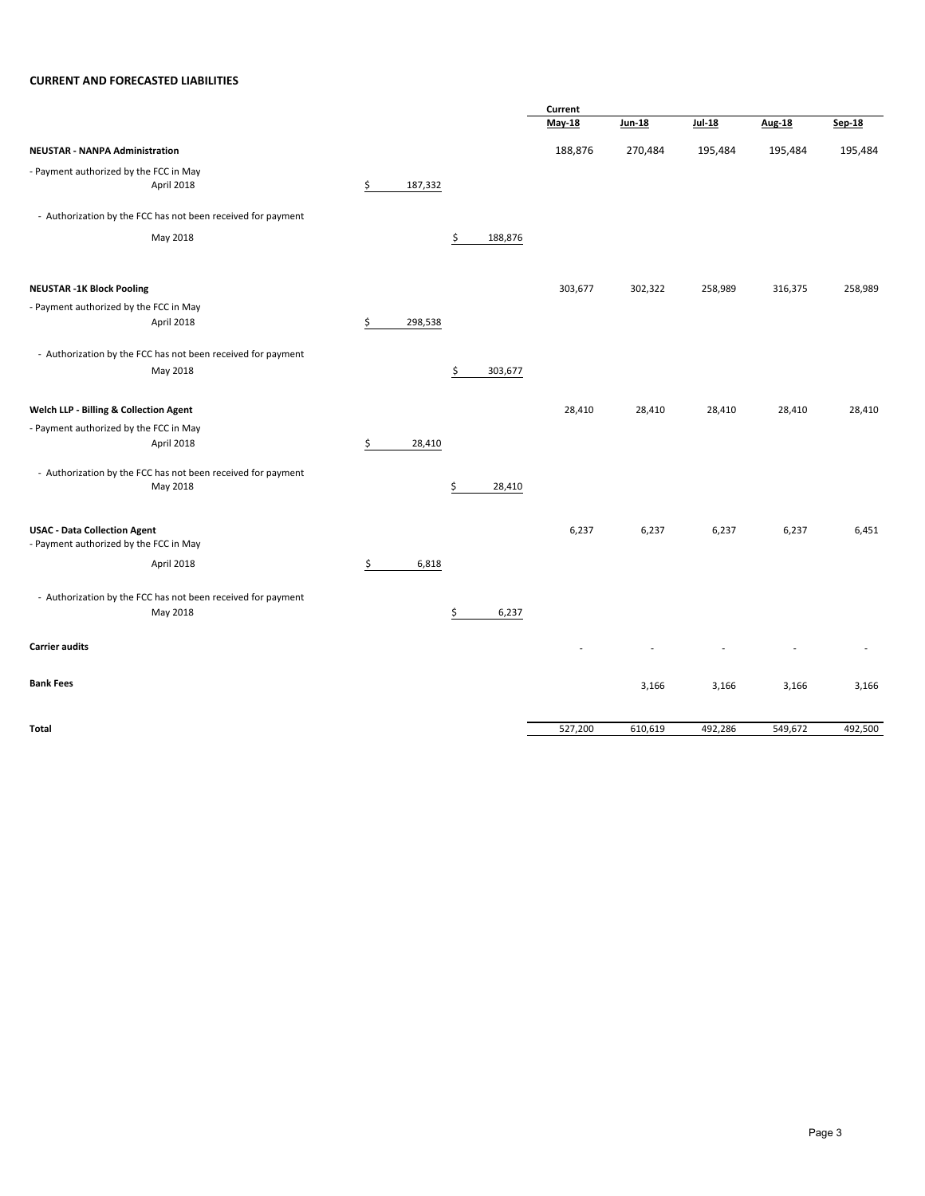**CURRENT AND FORECASTED LIABILITIES**

| | | | Current May-18 | Jun-18 | Jul-18 | Aug-18 | Sep-18 |
|---|---|---|---|---|---|---|---|
| **NEUSTAR - NANPA Administration** | | | 188,876 | 270,484 | 195,484 | 195,484 | 195,484 |
| - Payment authorized by the FCC in May | | | | | | | |
| April 2018 | $ 187,332 | | | | | | |
| - Authorization by the FCC has not been received for payment | | | | | | | |
| May 2018 | | $ 188,876 | | | | | |
| **NEUSTAR -1K Block Pooling** | | | 303,677 | 302,322 | 258,989 | 316,375 | 258,989 |
| - Payment authorized by the FCC in May | | | | | | | |
| April 2018 | $ 298,538 | | | | | | |
| - Authorization by the FCC has not been received for payment | | | | | | | |
| May 2018 | | $ 303,677 | | | | | |
| **Welch LLP - Billing & Collection Agent** | | | 28,410 | 28,410 | 28,410 | 28,410 | 28,410 |
| - Payment authorized by the FCC in May | | | | | | | |
| April 2018 | $ 28,410 | | | | | | |
| - Authorization by the FCC has not been received for payment | | | | | | | |
| May 2018 | | $ 28,410 | | | | | |
| **USAC - Data Collection Agent** | | | 6,237 | 6,237 | 6,237 | 6,237 | 6,451 |
| - Payment authorized by the FCC in May | | | | | | | |
| April 2018 | $ 6,818 | | | | | | |
| - Authorization by the FCC has not been received for payment | | | | | | | |
| May 2018 | | $ 6,237 | | | | | |
| **Carrier audits** | | | - | - | - | - | - |
| **Bank Fees** | | | | 3,166 | 3,166 | 3,166 | 3,166 |
| **Total** | | | 527,200 | 610,619 | 492,286 | 549,672 | 492,500 |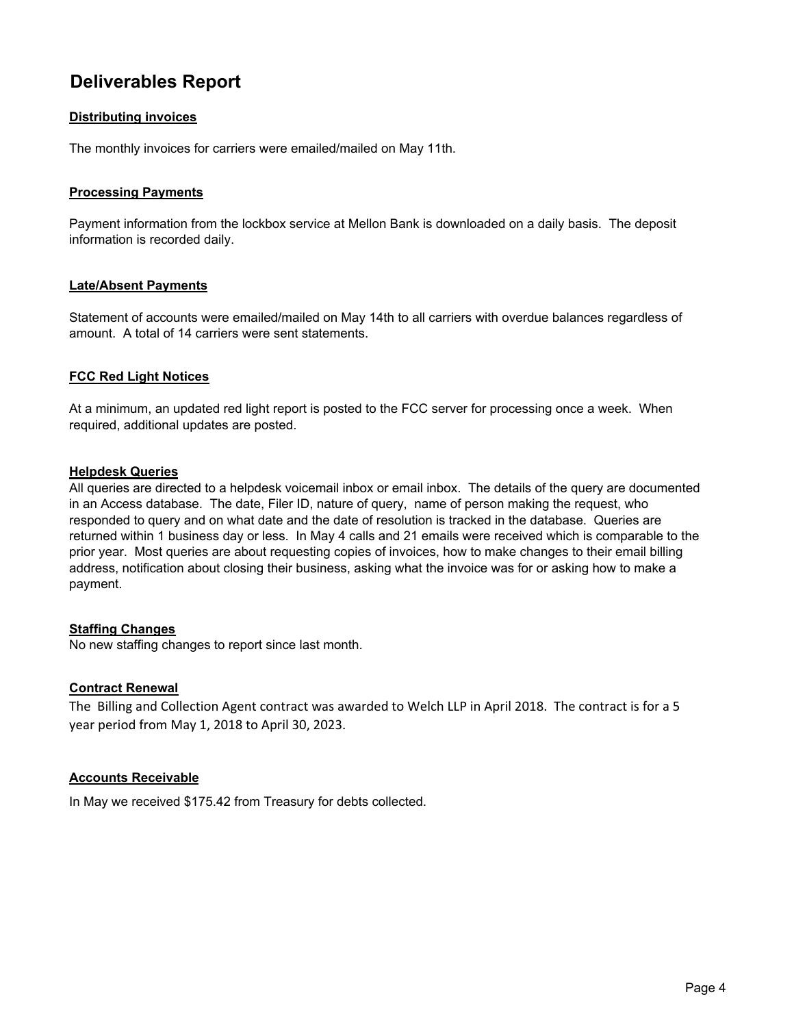# Deliverables Report

**Distributing invoices**

The monthly invoices for carriers were emailed/mailed on May 11th.

**Processing Payments**

Payment information from the lockbox service at Mellon Bank is downloaded on a daily basis. The deposit information is recorded daily.

**Late/Absent Payments**

Statement of accounts were emailed/mailed on May 14th to all carriers with overdue balances regardless of amount. A total of 14 carriers were sent statements.

**FCC Red Light Notices**

At a minimum, an updated red light report is posted to the FCC server for processing once a week. When required, additional updates are posted.

**Helpdesk Queries**

All queries are directed to a helpdesk voicemail inbox or email inbox. The details of the query are documented in an Access database. The date, Filer ID, nature of query, name of person making the request, who responded to query and on what date and the date of resolution is tracked in the database. Queries are returned within 1 business day or less. In May 4 calls and 21 emails were received which is comparable to the prior year. Most queries are about requesting copies of invoices, how to make changes to their email billing address, notification about closing their business, asking what the invoice was for or asking how to make a payment.

**Staffing Changes**

No new staffing changes to report since last month.

**Contract Renewal**

The Billing and Collection Agent contract was awarded to Welch LLP in April 2018. The contract is for a 5 year period from May 1, 2018 to April 30, 2023.

**Accounts Receivable**

In May we received $175.42 from Treasury for debts collected.